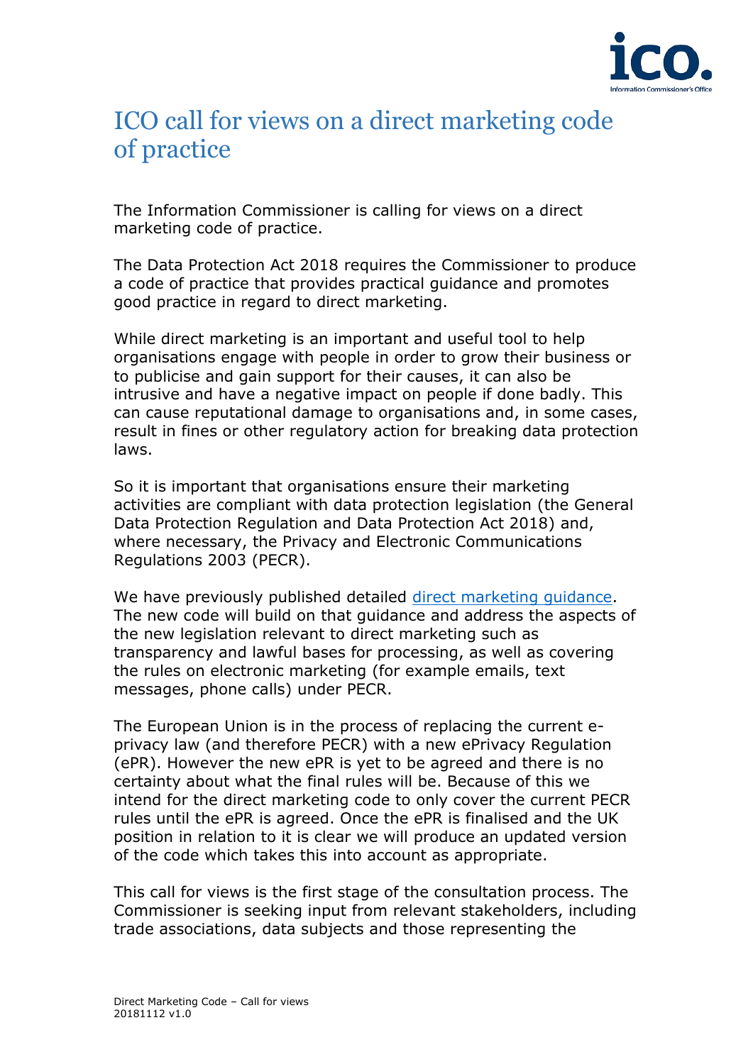# ICO call for views on a direct marketing code of practice

The Information Commissioner is calling for views on a direct marketing code of practice.

The Data Protection Act 2018 requires the Commissioner to produce a code of practice that provides practical guidance and promotes good practice in regard to direct marketing.

While direct marketing is an important and useful tool to help organisations engage with people in order to grow their business or to publicise and gain support for their causes, it can also be intrusive and have a negative impact on people if done badly. This can cause reputational damage to organisations and, in some cases, result in fines or other regulatory action for breaking data protection laws.

So it is important that organisations ensure their marketing activities are compliant with data protection legislation (the General Data Protection Regulation and Data Protection Act 2018) and, where necessary, the Privacy and Electronic Communications Regulations 2003 (PECR).

We have previously published detailed [direct marketing guidance](). The new code will build on that guidance and address the aspects of the new legislation relevant to direct marketing such as transparency and lawful bases for processing, as well as covering the rules on electronic marketing (for example emails, text messages, phone calls) under PECR.

The European Union is in the process of replacing the current e-privacy law (and therefore PECR) with a new ePrivacy Regulation (ePR). However the new ePR is yet to be agreed and there is no certainty about what the final rules will be. Because of this we intend for the direct marketing code to only cover the current PECR rules until the ePR is agreed. Once the ePR is finalised and the UK position in relation to it is clear we will produce an updated version of the code which takes this into account as appropriate.

This call for views is the first stage of the consultation process. The Commissioner is seeking input from relevant stakeholders, including trade associations, data subjects and those representing the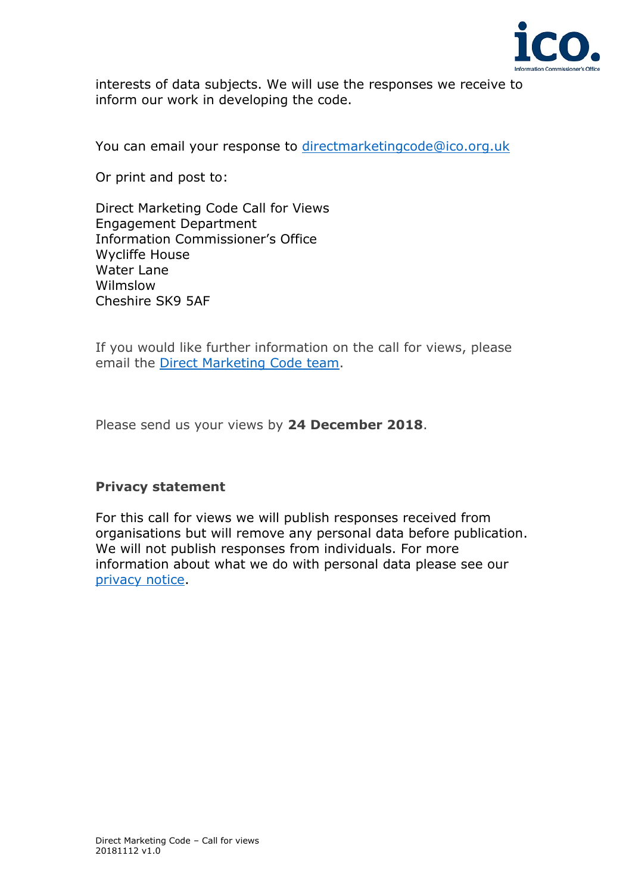interests of data subjects. We will use the responses we receive to inform our work in developing the code.

You can email your response to [directmarketingcode@ico.org.uk](mailto:directmarketingcode@ico.org.uk)

Or print and post to:

Direct Marketing Code Call for Views
Engagement Department
Information Commissioner's Office
Wycliffe House
Water Lane
Wilmslow
Cheshire SK9 5AF

If you would like further information on the call for views, please email the Direct Marketing Code team.

Please send us your views by **24 December 2018**.

**Privacy statement**

For this call for views we will publish responses received from organisations but will remove any personal data before publication. We will not publish responses from individuals. For more information about what we do with personal data please see our privacy notice.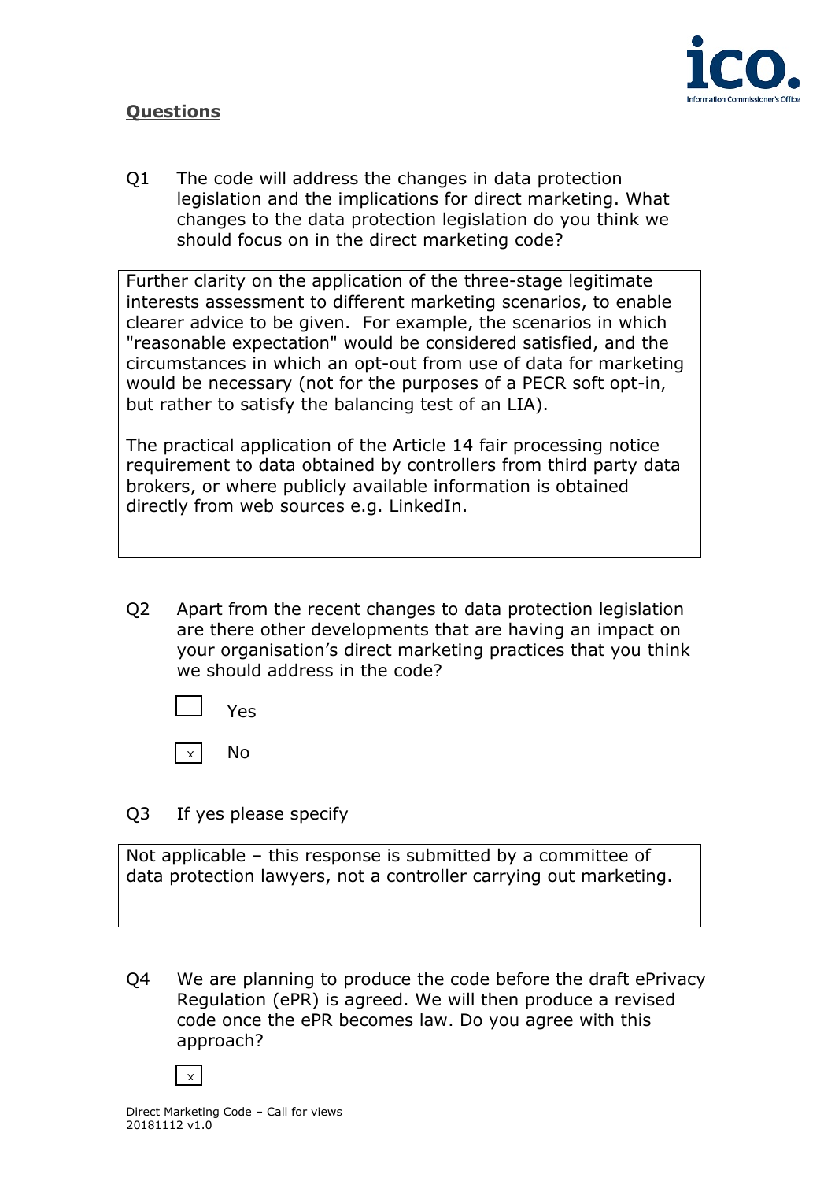## Questions

Q1 The code will address the changes in data protection legislation and the implications for direct marketing. What changes to the data protection legislation do you think we should focus on in the direct marketing code?

> Further clarity on the application of the three-stage legitimate interests assessment to different marketing scenarios, to enable clearer advice to be given. For example, the scenarios in which "reasonable expectation" would be considered satisfied, and the circumstances in which an opt-out from use of data for marketing would be necessary (not for the purposes of a PECR soft opt-in, but rather to satisfy the balancing test of an LIA).
>
> The practical application of the Article 14 fair processing notice requirement to data obtained by controllers from third party data brokers, or where publicly available information is obtained directly from web sources e.g. LinkedIn.

Q2 Apart from the recent changes to data protection legislation are there other developments that are having an impact on your organisation's direct marketing practices that you think we should address in the code?

- [ ] Yes
- [x] No

Q3 If yes please specify

> Not applicable – this response is submitted by a committee of data protection lawyers, not a controller carrying out marketing.

Q4 We are planning to produce the code before the draft ePrivacy Regulation (ePR) is agreed. We will then produce a revised code once the ePR becomes law. Do you agree with this approach?

- [x]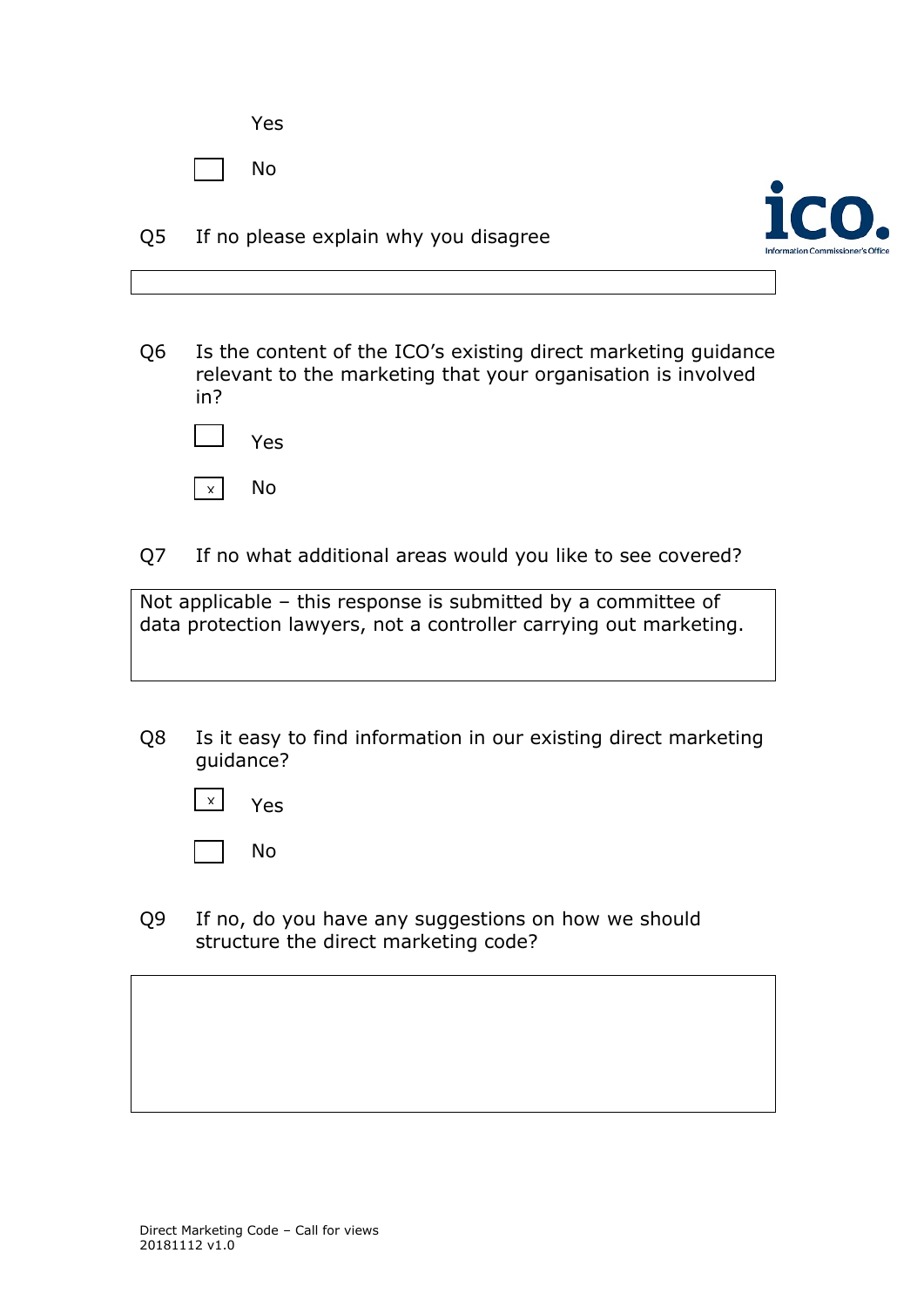☐ Yes

☐ No

Q5 If no please explain why you disagree

| |
|---|
| |

Q6 Is the content of the ICO's existing direct marketing guidance relevant to the marketing that your organisation is involved in?

☐ Yes

☒ No

Q7 If no what additional areas would you like to see covered?

| |
|---|
| Not applicable – this response is submitted by a committee of data protection lawyers, not a controller carrying out marketing. |

Q8 Is it easy to find information in our existing direct marketing guidance?

☒ Yes

☐ No

Q9 If no, do you have any suggestions on how we should structure the direct marketing code?

| |
|---|
| |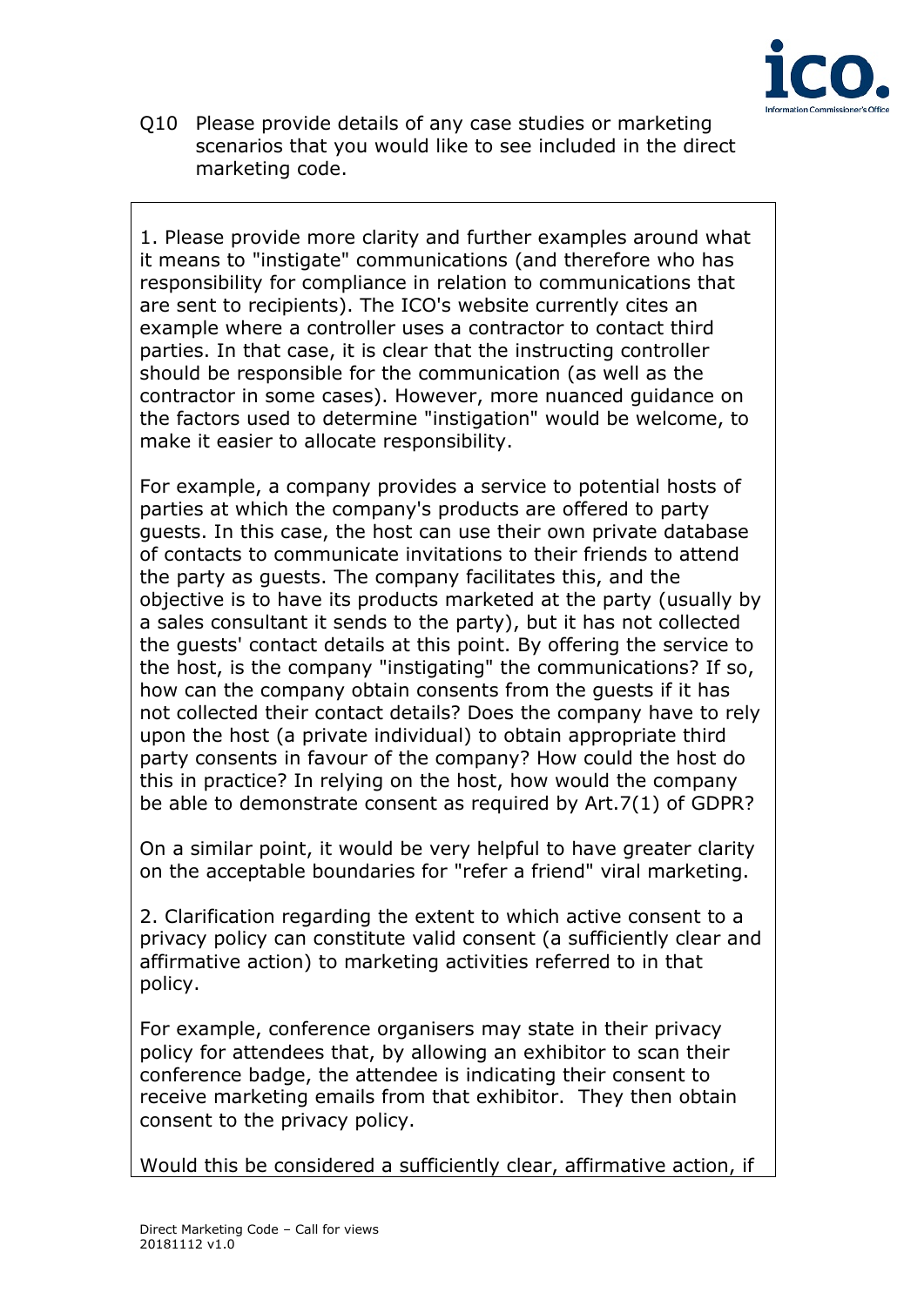Q10 Please provide details of any case studies or marketing scenarios that you would like to see included in the direct marketing code.

1. Please provide more clarity and further examples around what it means to "instigate" communications (and therefore who has responsibility for compliance in relation to communications that are sent to recipients). The ICO's website currently cites an example where a controller uses a contractor to contact third parties. In that case, it is clear that the instructing controller should be responsible for the communication (as well as the contractor in some cases). However, more nuanced guidance on the factors used to determine "instigation" would be welcome, to make it easier to allocate responsibility.

For example, a company provides a service to potential hosts of parties at which the company's products are offered to party guests. In this case, the host can use their own private database of contacts to communicate invitations to their friends to attend the party as guests. The company facilitates this, and the objective is to have its products marketed at the party (usually by a sales consultant it sends to the party), but it has not collected the guests' contact details at this point. By offering the service to the host, is the company "instigating" the communications? If so, how can the company obtain consents from the guests if it has not collected their contact details? Does the company have to rely upon the host (a private individual) to obtain appropriate third party consents in favour of the company? How could the host do this in practice? In relying on the host, how would the company be able to demonstrate consent as required by Art.7(1) of GDPR?

On a similar point, it would be very helpful to have greater clarity on the acceptable boundaries for "refer a friend" viral marketing.

2. Clarification regarding the extent to which active consent to a privacy policy can constitute valid consent (a sufficiently clear and affirmative action) to marketing activities referred to in that policy.

For example, conference organisers may state in their privacy policy for attendees that, by allowing an exhibitor to scan their conference badge, the attendee is indicating their consent to receive marketing emails from that exhibitor. They then obtain consent to the privacy policy.

Would this be considered a sufficiently clear, affirmative action, if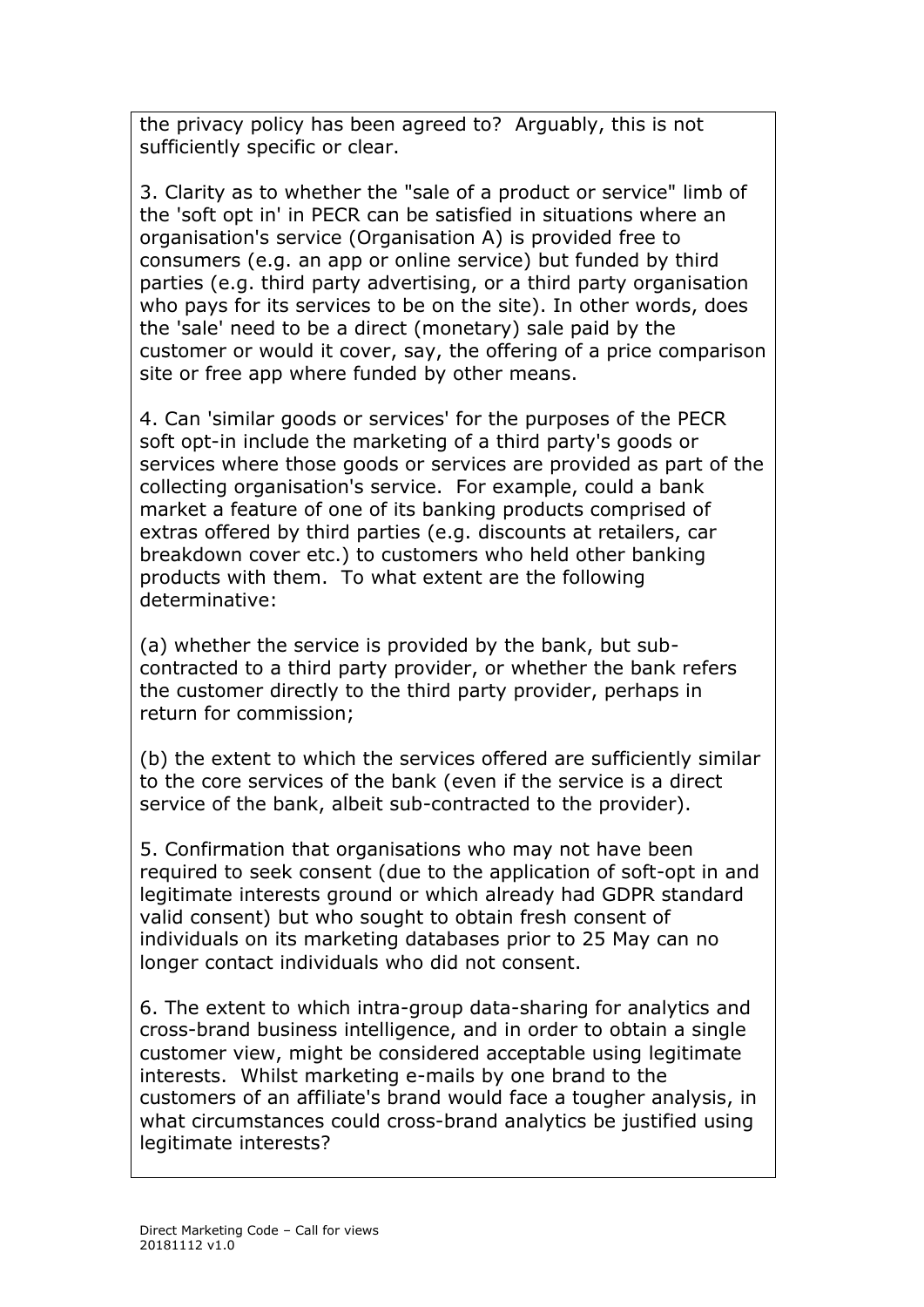the privacy policy has been agreed to? Arguably, this is not sufficiently specific or clear.

3. Clarity as to whether the "sale of a product or service" limb of the 'soft opt in' in PECR can be satisfied in situations where an organisation's service (Organisation A) is provided free to consumers (e.g. an app or online service) but funded by third parties (e.g. third party advertising, or a third party organisation who pays for its services to be on the site). In other words, does the 'sale' need to be a direct (monetary) sale paid by the customer or would it cover, say, the offering of a price comparison site or free app where funded by other means.

4. Can 'similar goods or services' for the purposes of the PECR soft opt-in include the marketing of a third party's goods or services where those goods or services are provided as part of the collecting organisation's service. For example, could a bank market a feature of one of its banking products comprised of extras offered by third parties (e.g. discounts at retailers, car breakdown cover etc.) to customers who held other banking products with them. To what extent are the following determinative:

(a) whether the service is provided by the bank, but sub-contracted to a third party provider, or whether the bank refers the customer directly to the third party provider, perhaps in return for commission;

(b) the extent to which the services offered are sufficiently similar to the core services of the bank (even if the service is a direct service of the bank, albeit sub-contracted to the provider).

5. Confirmation that organisations who may not have been required to seek consent (due to the application of soft-opt in and legitimate interests ground or which already had GDPR standard valid consent) but who sought to obtain fresh consent of individuals on its marketing databases prior to 25 May can no longer contact individuals who did not consent.

6. The extent to which intra-group data-sharing for analytics and cross-brand business intelligence, and in order to obtain a single customer view, might be considered acceptable using legitimate interests. Whilst marketing e-mails by one brand to the customers of an affiliate's brand would face a tougher analysis, in what circumstances could cross-brand analytics be justified using legitimate interests?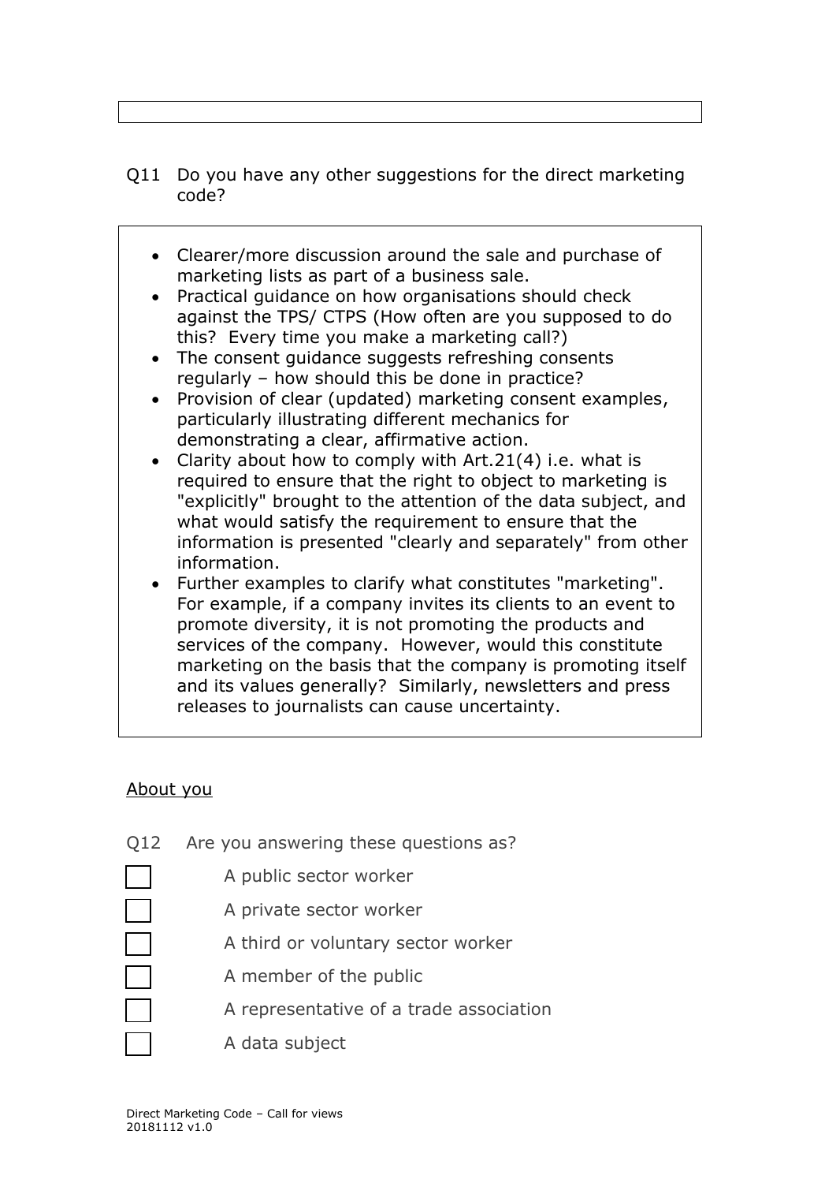Q11 Do you have any other suggestions for the direct marketing code?

- Clearer/more discussion around the sale and purchase of marketing lists as part of a business sale.
- Practical guidance on how organisations should check against the TPS/ CTPS (How often are you supposed to do this? Every time you make a marketing call?)
- The consent guidance suggests refreshing consents regularly – how should this be done in practice?
- Provision of clear (updated) marketing consent examples, particularly illustrating different mechanics for demonstrating a clear, affirmative action.
- Clarity about how to comply with Art.21(4) i.e. what is required to ensure that the right to object to marketing is "explicitly" brought to the attention of the data subject, and what would satisfy the requirement to ensure that the information is presented "clearly and separately" from other information.
- Further examples to clarify what constitutes "marketing". For example, if a company invites its clients to an event to promote diversity, it is not promoting the products and services of the company. However, would this constitute marketing on the basis that the company is promoting itself and its values generally? Similarly, newsletters and press releases to journalists can cause uncertainty.

## About you

Q12 Are you answering these questions as?

- ☐ A public sector worker
- ☐ A private sector worker
- ☐ A third or voluntary sector worker
- ☐ A member of the public
- ☐ A representative of a trade association
- ☐ A data subject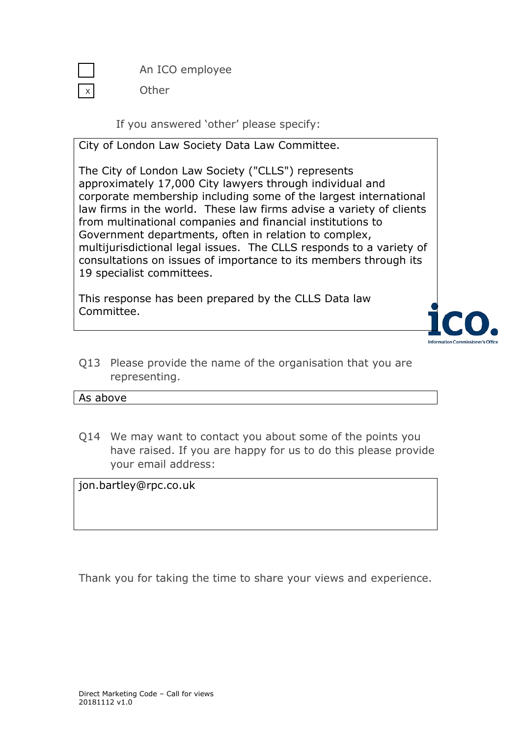☐ An ICO employee

☒ Other

If you answered 'other' please specify:

City of London Law Society Data Law Committee.

The City of London Law Society ("CLLS") represents approximately 17,000 City lawyers through individual and corporate membership including some of the largest international law firms in the world. These law firms advise a variety of clients from multinational companies and financial institutions to Government departments, often in relation to complex, multijurisdictional legal issues. The CLLS responds to a variety of consultations on issues of importance to its members through its 19 specialist committees.

This response has been prepared by the CLLS Data law Committee.

Q13 Please provide the name of the organisation that you are representing.

As above

Q14 We may want to contact you about some of the points you have raised. If you are happy for us to do this please provide your email address:

jon.bartley@rpc.co.uk

Thank you for taking the time to share your views and experience.